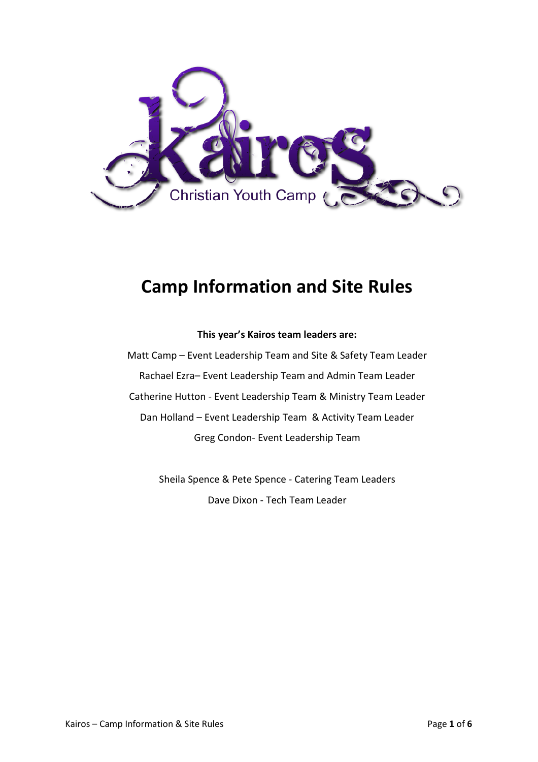Kairos

Christian Youth Camp

# Camp Information and Site Rules

**This year's Kairos team leaders are:**

Matt Camp – Event Leadership Team and Site & Safety Team Leader

Rachael Ezra– Event Leadership Team and Admin Team Leader

Catherine Hutton - Event Leadership Team & Ministry Team Leader

Dan Holland – Event Leadership Team & Activity Team Leader

Greg Condon- Event Leadership Team

Sheila Spence & Pete Spence - Catering Team Leaders

Dave Dixon - Tech Team Leader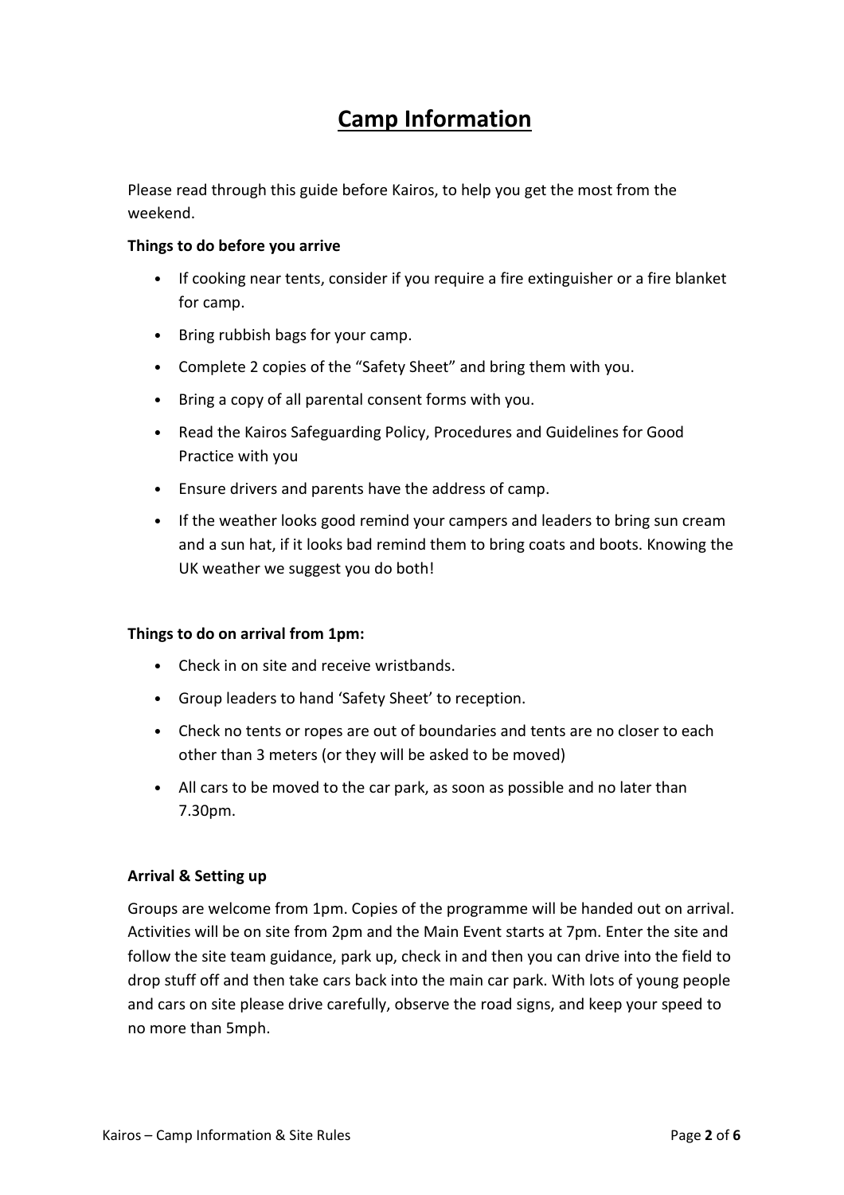# Camp Information

Please read through this guide before Kairos, to help you get the most from the weekend.

**Things to do before you arrive**

- If cooking near tents, consider if you require a fire extinguisher or a fire blanket for camp.
- Bring rubbish bags for your camp.
- Complete 2 copies of the "Safety Sheet" and bring them with you.
- Bring a copy of all parental consent forms with you.
- Read the Kairos Safeguarding Policy, Procedures and Guidelines for Good Practice with you
- Ensure drivers and parents have the address of camp.
- If the weather looks good remind your campers and leaders to bring sun cream and a sun hat, if it looks bad remind them to bring coats and boots. Knowing the UK weather we suggest you do both!

**Things to do on arrival from 1pm:**

- Check in on site and receive wristbands.
- Group leaders to hand 'Safety Sheet' to reception.
- Check no tents or ropes are out of boundaries and tents are no closer to each other than 3 meters (or they will be asked to be moved)
- All cars to be moved to the car park, as soon as possible and no later than 7.30pm.

**Arrival & Setting up**

Groups are welcome from 1pm. Copies of the programme will be handed out on arrival. Activities will be on site from 2pm and the Main Event starts at 7pm. Enter the site and follow the site team guidance, park up, check in and then you can drive into the field to drop stuff off and then take cars back into the main car park. With lots of young people and cars on site please drive carefully, observe the road signs, and keep your speed to no more than 5mph.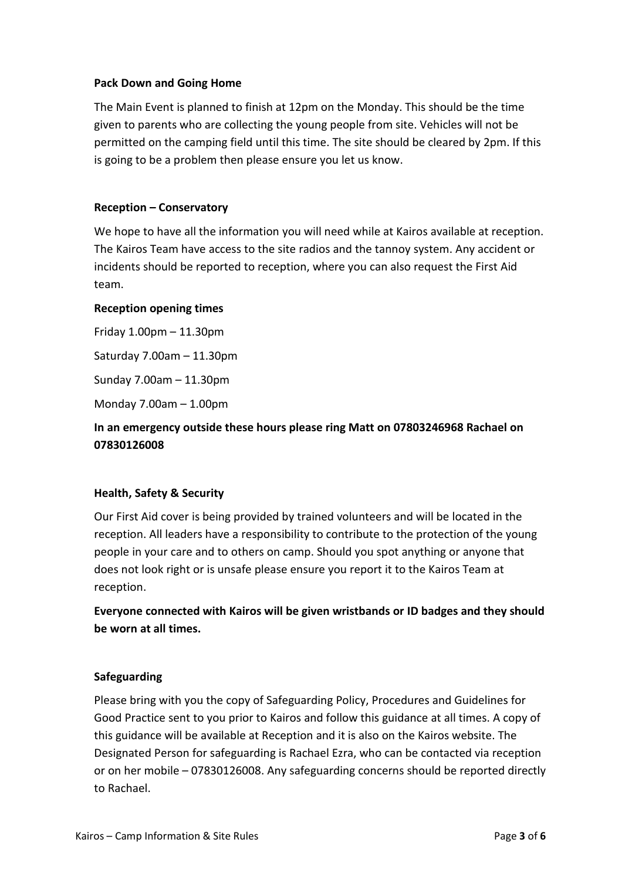### Pack Down and Going Home

The Main Event is planned to finish at 12pm on the Monday. This should be the time given to parents who are collecting the young people from site. Vehicles will not be permitted on the camping field until this time. The site should be cleared by 2pm. If this is going to be a problem then please ensure you let us know.

### Reception – Conservatory

We hope to have all the information you will need while at Kairos available at reception. The Kairos Team have access to the site radios and the tannoy system. Any accident or incidents should be reported to reception, where you can also request the First Aid team.

**Reception opening times**

Friday 1.00pm – 11.30pm

Saturday 7.00am – 11.30pm

Sunday 7.00am – 11.30pm

Monday 7.00am – 1.00pm

**In an emergency outside these hours please ring Matt on 07803246968 Rachael on 07830126008**

### Health, Safety & Security

Our First Aid cover is being provided by trained volunteers and will be located in the reception. All leaders have a responsibility to contribute to the protection of the young people in your care and to others on camp. Should you spot anything or anyone that does not look right or is unsafe please ensure you report it to the Kairos Team at reception.

**Everyone connected with Kairos will be given wristbands or ID badges and they should be worn at all times.**

### Safeguarding

Please bring with you the copy of Safeguarding Policy, Procedures and Guidelines for Good Practice sent to you prior to Kairos and follow this guidance at all times. A copy of this guidance will be available at Reception and it is also on the Kairos website. The Designated Person for safeguarding is Rachael Ezra, who can be contacted via reception or on her mobile – 07830126008. Any safeguarding concerns should be reported directly to Rachael.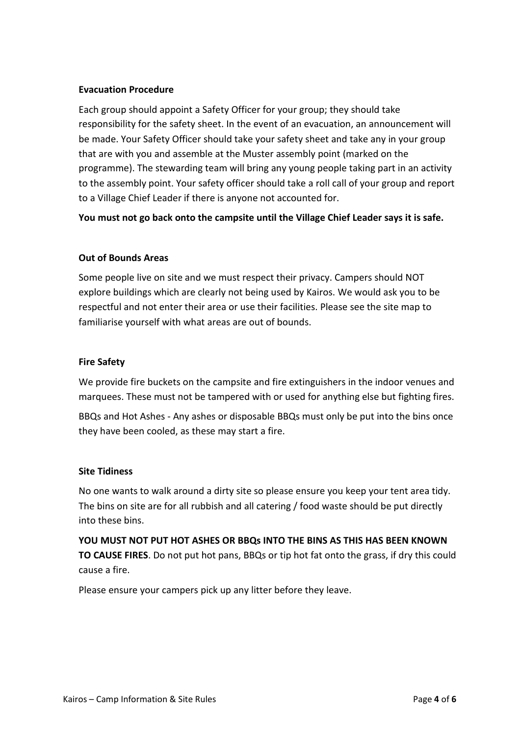**Evacuation Procedure**

Each group should appoint a Safety Officer for your group; they should take responsibility for the safety sheet. In the event of an evacuation, an announcement will be made. Your Safety Officer should take your safety sheet and take any in your group that are with you and assemble at the Muster assembly point (marked on the programme). The stewarding team will bring any young people taking part in an activity to the assembly point. Your safety officer should take a roll call of your group and report to a Village Chief Leader if there is anyone not accounted for.

**You must not go back onto the campsite until the Village Chief Leader says it is safe.**

**Out of Bounds Areas**

Some people live on site and we must respect their privacy. Campers should NOT explore buildings which are clearly not being used by Kairos. We would ask you to be respectful and not enter their area or use their facilities. Please see the site map to familiarise yourself with what areas are out of bounds.

**Fire Safety**

We provide fire buckets on the campsite and fire extinguishers in the indoor venues and marquees. These must not be tampered with or used for anything else but fighting fires.

BBQs and Hot Ashes - Any ashes or disposable BBQs must only be put into the bins once they have been cooled, as these may start a fire.

**Site Tidiness**

No one wants to walk around a dirty site so please ensure you keep your tent area tidy. The bins on site are for all rubbish and all catering / food waste should be put directly into these bins.

**YOU MUST NOT PUT HOT ASHES OR BBQs INTO THE BINS AS THIS HAS BEEN KNOWN TO CAUSE FIRES**. Do not put hot pans, BBQs or tip hot fat onto the grass, if dry this could cause a fire.

Please ensure your campers pick up any litter before they leave.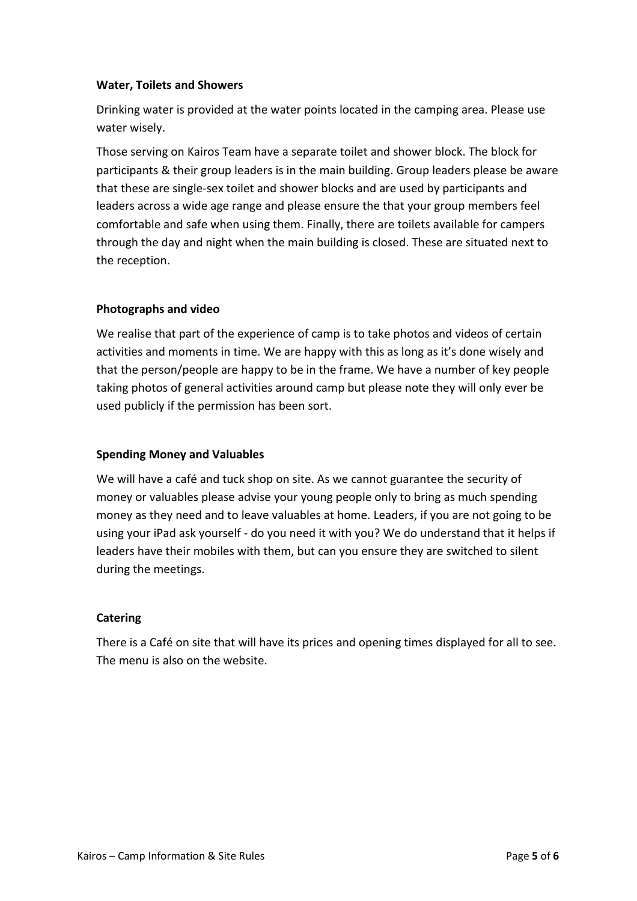**Water, Toilets and Showers**

Drinking water is provided at the water points located in the camping area. Please use water wisely.

Those serving on Kairos Team have a separate toilet and shower block. The block for participants & their group leaders is in the main building. Group leaders please be aware that these are single-sex toilet and shower blocks and are used by participants and leaders across a wide age range and please ensure the that your group members feel comfortable and safe when using them. Finally, there are toilets available for campers through the day and night when the main building is closed. These are situated next to the reception.

**Photographs and video**

We realise that part of the experience of camp is to take photos and videos of certain activities and moments in time. We are happy with this as long as it's done wisely and that the person/people are happy to be in the frame. We have a number of key people taking photos of general activities around camp but please note they will only ever be used publicly if the permission has been sort.

**Spending Money and Valuables**

We will have a café and tuck shop on site. As we cannot guarantee the security of money or valuables please advise your young people only to bring as much spending money as they need and to leave valuables at home. Leaders, if you are not going to be using your iPad ask yourself - do you need it with you? We do understand that it helps if leaders have their mobiles with them, but can you ensure they are switched to silent during the meetings.

**Catering**

There is a Café on site that will have its prices and opening times displayed for all to see. The menu is also on the website.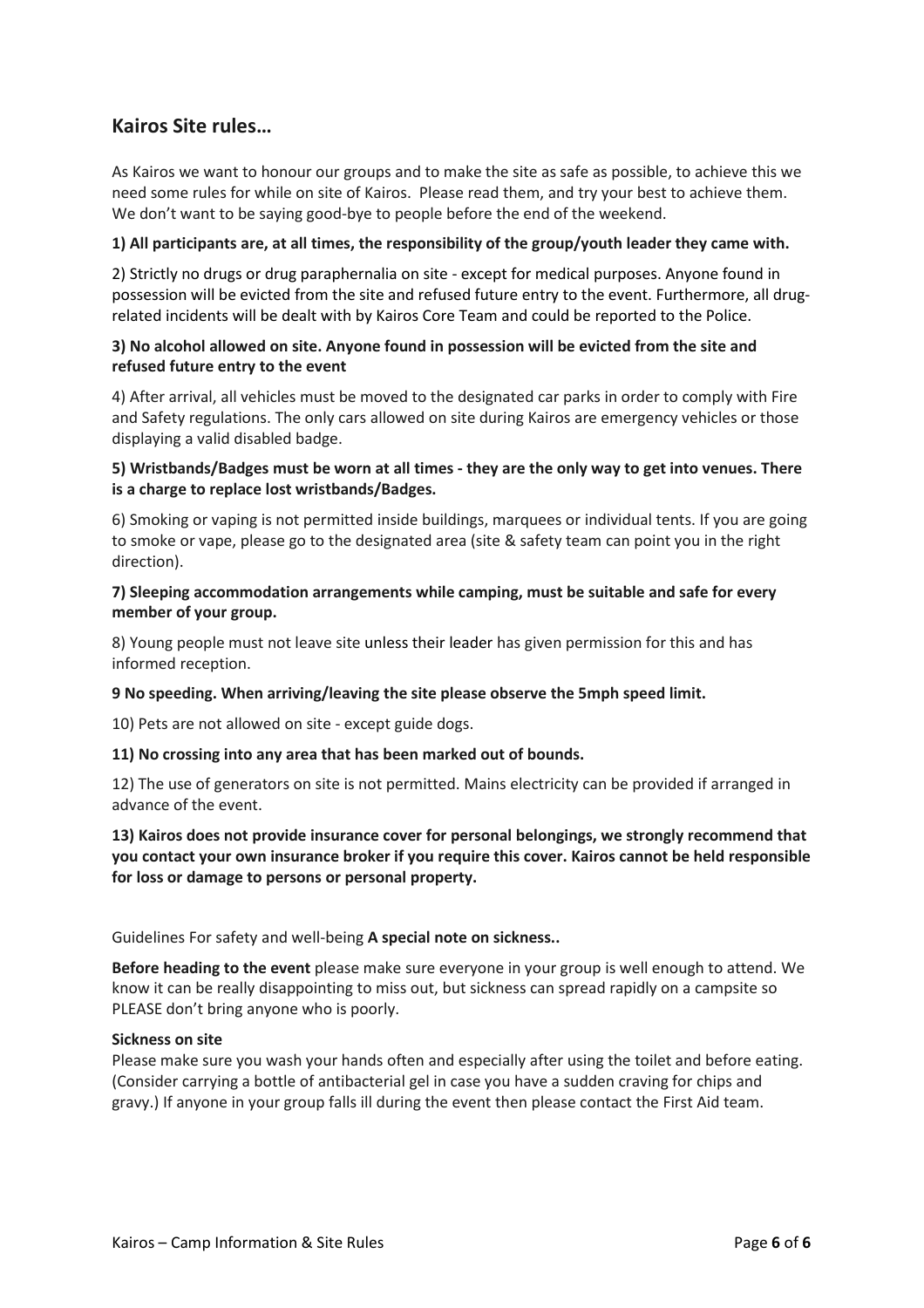## Kairos Site rules…

As Kairos we want to honour our groups and to make the site as safe as possible, to achieve this we need some rules for while on site of Kairos. Please read them, and try your best to achieve them. We don't want to be saying good-bye to people before the end of the weekend.

**1) All participants are, at all times, the responsibility of the group/youth leader they came with.**

2) Strictly no drugs or drug paraphernalia on site - except for medical purposes. Anyone found in possession will be evicted from the site and refused future entry to the event. Furthermore, all drug-related incidents will be dealt with by Kairos Core Team and could be reported to the Police.

**3) No alcohol allowed on site. Anyone found in possession will be evicted from the site and refused future entry to the event**

4) After arrival, all vehicles must be moved to the designated car parks in order to comply with Fire and Safety regulations. The only cars allowed on site during Kairos are emergency vehicles or those displaying a valid disabled badge.

**5) Wristbands/Badges must be worn at all times - they are the only way to get into venues. There is a charge to replace lost wristbands/Badges.**

6) Smoking or vaping is not permitted inside buildings, marquees or individual tents. If you are going to smoke or vape, please go to the designated area (site & safety team can point you in the right direction).

**7) Sleeping accommodation arrangements while camping, must be suitable and safe for every member of your group.**

8) Young people must not leave site unless their leader has given permission for this and has informed reception.

**9 No speeding. When arriving/leaving the site please observe the 5mph speed limit.**

10) Pets are not allowed on site - except guide dogs.

**11) No crossing into any area that has been marked out of bounds.**

12) The use of generators on site is not permitted. Mains electricity can be provided if arranged in advance of the event.

**13) Kairos does not provide insurance cover for personal belongings, we strongly recommend that you contact your own insurance broker if you require this cover. Kairos cannot be held responsible for loss or damage to persons or personal property.**

Guidelines For safety and well-being **A special note on sickness..**

**Before heading to the event** please make sure everyone in your group is well enough to attend. We know it can be really disappointing to miss out, but sickness can spread rapidly on a campsite so PLEASE don't bring anyone who is poorly.

**Sickness on site**
Please make sure you wash your hands often and especially after using the toilet and before eating. (Consider carrying a bottle of antibacterial gel in case you have a sudden craving for chips and gravy.) If anyone in your group falls ill during the event then please contact the First Aid team.